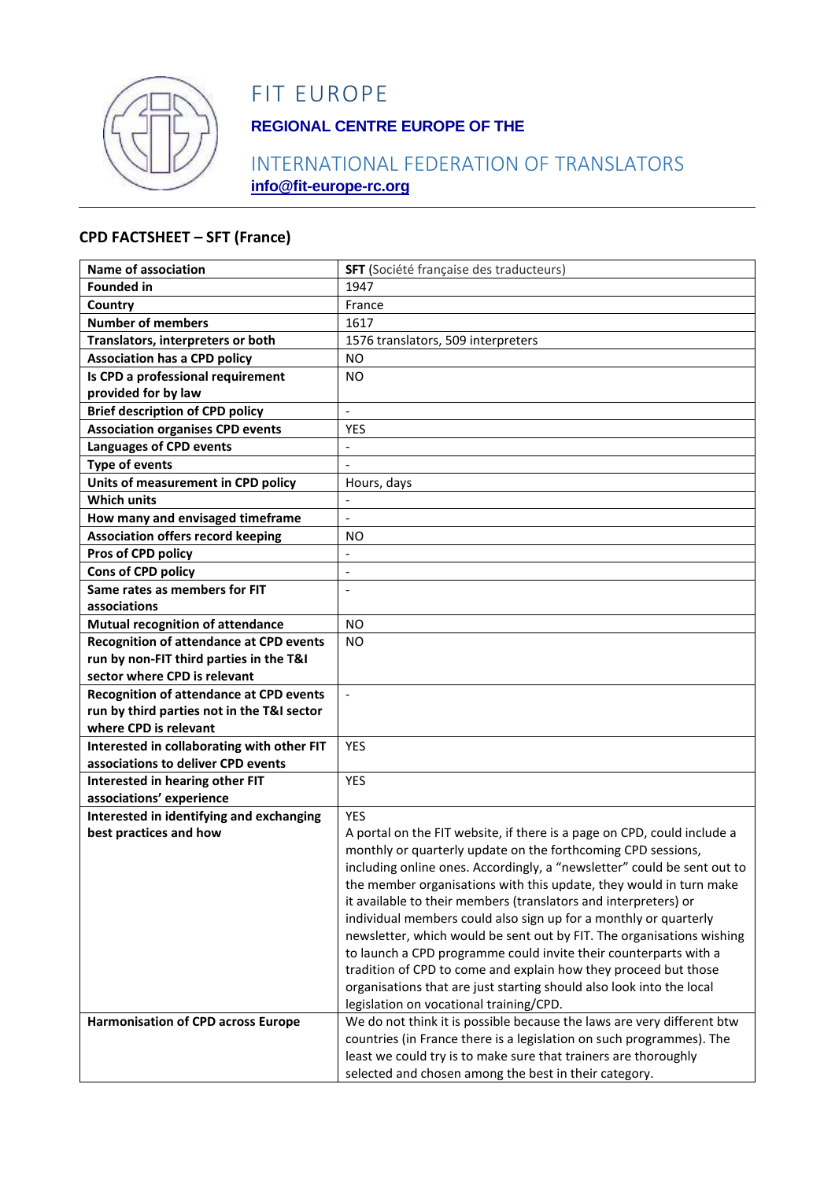# FIT EUROPE

**REGIONAL CENTRE EUROPE OF THE**

INTERNATIONAL FEDERATION OF TRANSLATORS

**info@fit-europe-rc.org**

## CPD FACTSHEET – SFT (France)

| | |
|---|---|
| **Name of association** | **SFT** (Société française des traducteurs) |
| **Founded in** | 1947 |
| **Country** | France |
| **Number of members** | 1617 |
| **Translators, interpreters or both** | 1576 translators, 509 interpreters |
| **Association has a CPD policy** | NO |
| **Is CPD a professional requirement provided for by law** | NO |
| **Brief description of CPD policy** | - |
| **Association organises CPD events** | YES |
| **Languages of CPD events** | - |
| **Type of events** | - |
| **Units of measurement in CPD policy** | Hours, days |
| **Which units** | - |
| **How many and envisaged timeframe** | - |
| **Association offers record keeping** | NO |
| **Pros of CPD policy** | - |
| **Cons of CPD policy** | - |
| **Same rates as members for FIT associations** | - |
| **Mutual recognition of attendance** | NO |
| **Recognition of attendance at CPD events run by non-FIT third parties in the T&I sector where CPD is relevant** | NO |
| **Recognition of attendance at CPD events run by third parties not in the T&I sector where CPD is relevant** | - |
| **Interested in collaborating with other FIT associations to deliver CPD events** | YES |
| **Interested in hearing other FIT associations' experience** | YES |
| **Interested in identifying and exchanging best practices and how** | YES<br>A portal on the FIT website, if there is a page on CPD, could include a monthly or quarterly update on the forthcoming CPD sessions, including online ones. Accordingly, a "newsletter" could be sent out to the member organisations with this update, they would in turn make it available to their members (translators and interpreters) or individual members could also sign up for a monthly or quarterly newsletter, which would be sent out by FIT. The organisations wishing to launch a CPD programme could invite their counterparts with a tradition of CPD to come and explain how they proceed but those organisations that are just starting should also look into the local legislation on vocational training/CPD. |
| **Harmonisation of CPD across Europe** | We do not think it is possible because the laws are very different btw countries (in France there is a legislation on such programmes). The least we could try is to make sure that trainers are thoroughly selected and chosen among the best in their category. |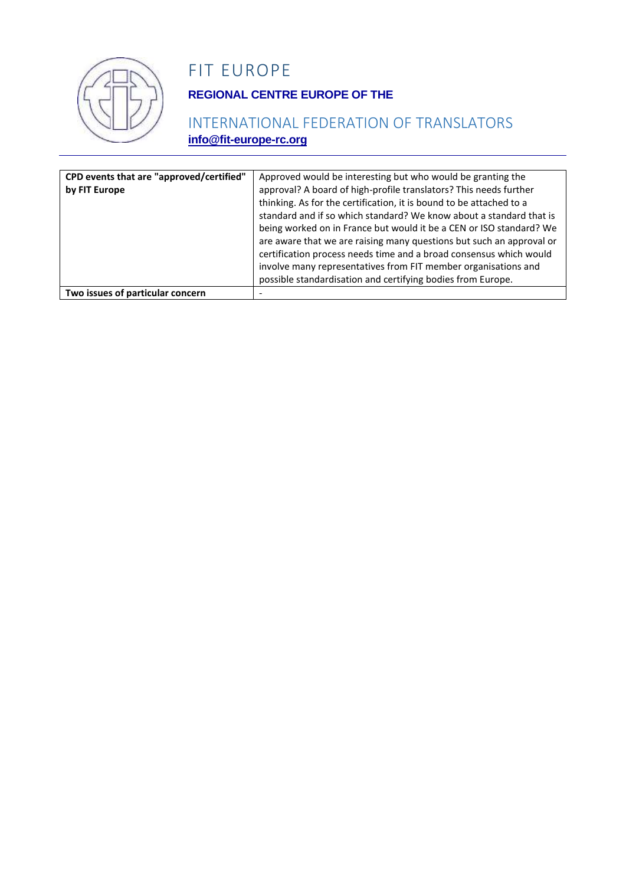# FIT EUROPE

**REGIONAL CENTRE EUROPE OF THE**

INTERNATIONAL FEDERATION OF TRANSLATORS

**info@fit-europe-rc.org**

| | |
|---|---|
| **CPD events that are "approved/certified" by FIT Europe** | Approved would be interesting but who would be granting the approval? A board of high-profile translators? This needs further thinking. As for the certification, it is bound to be attached to a standard and if so which standard? We know about a standard that is being worked on in France but would it be a CEN or ISO standard? We are aware that we are raising many questions but such an approval or certification process needs time and a broad consensus which would involve many representatives from FIT member organisations and possible standardisation and certifying bodies from Europe. |
| **Two issues of particular concern** | - |